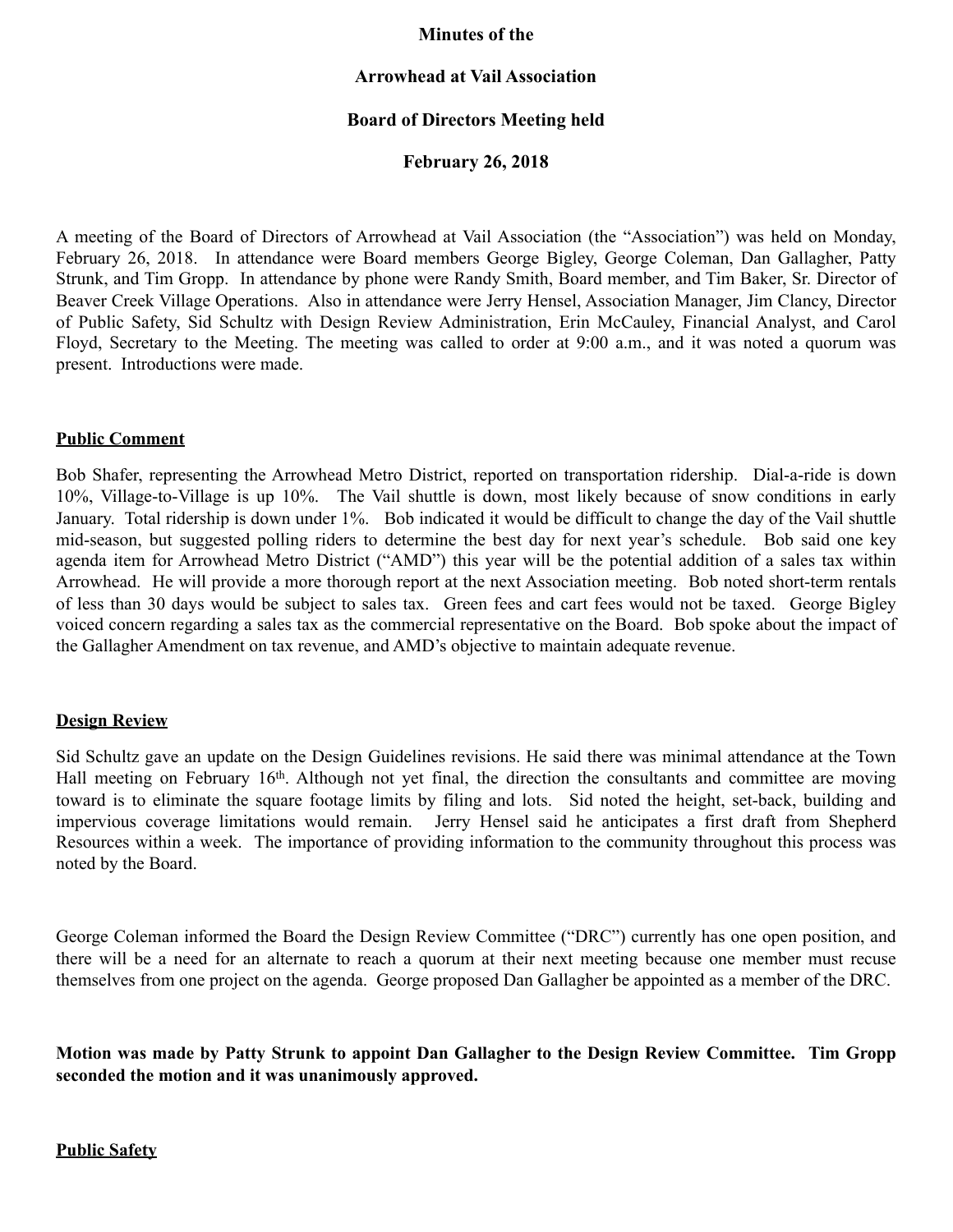**Minutes of the**

**Arrowhead at Vail Association**

**Board of Directors Meeting held**

**February 26, 2018**

A meeting of the Board of Directors of Arrowhead at Vail Association (the "Association") was held on Monday, February 26, 2018. In attendance were Board members George Bigley, George Coleman, Dan Gallagher, Patty Strunk, and Tim Gropp. In attendance by phone were Randy Smith, Board member, and Tim Baker, Sr. Director of Beaver Creek Village Operations. Also in attendance were Jerry Hensel, Association Manager, Jim Clancy, Director of Public Safety, Sid Schultz with Design Review Administration, Erin McCauley, Financial Analyst, and Carol Floyd, Secretary to the Meeting. The meeting was called to order at 9:00 a.m., and it was noted a quorum was present. Introductions were made.

## Public Comment

Bob Shafer, representing the Arrowhead Metro District, reported on transportation ridership. Dial-a-ride is down 10%, Village-to-Village is up 10%. The Vail shuttle is down, most likely because of snow conditions in early January. Total ridership is down under 1%. Bob indicated it would be difficult to change the day of the Vail shuttle mid-season, but suggested polling riders to determine the best day for next year's schedule. Bob said one key agenda item for Arrowhead Metro District ("AMD") this year will be the potential addition of a sales tax within Arrowhead. He will provide a more thorough report at the next Association meeting. Bob noted short-term rentals of less than 30 days would be subject to sales tax. Green fees and cart fees would not be taxed. George Bigley voiced concern regarding a sales tax as the commercial representative on the Board. Bob spoke about the impact of the Gallagher Amendment on tax revenue, and AMD's objective to maintain adequate revenue.

## Design Review

Sid Schultz gave an update on the Design Guidelines revisions. He said there was minimal attendance at the Town Hall meeting on February 16th. Although not yet final, the direction the consultants and committee are moving toward is to eliminate the square footage limits by filing and lots. Sid noted the height, set-back, building and impervious coverage limitations would remain. Jerry Hensel said he anticipates a first draft from Shepherd Resources within a week. The importance of providing information to the community throughout this process was noted by the Board.

George Coleman informed the Board the Design Review Committee ("DRC") currently has one open position, and there will be a need for an alternate to reach a quorum at their next meeting because one member must recuse themselves from one project on the agenda. George proposed Dan Gallagher be appointed as a member of the DRC.

**Motion was made by Patty Strunk to appoint Dan Gallagher to the Design Review Committee. Tim Gropp seconded the motion and it was unanimously approved.**

## Public Safety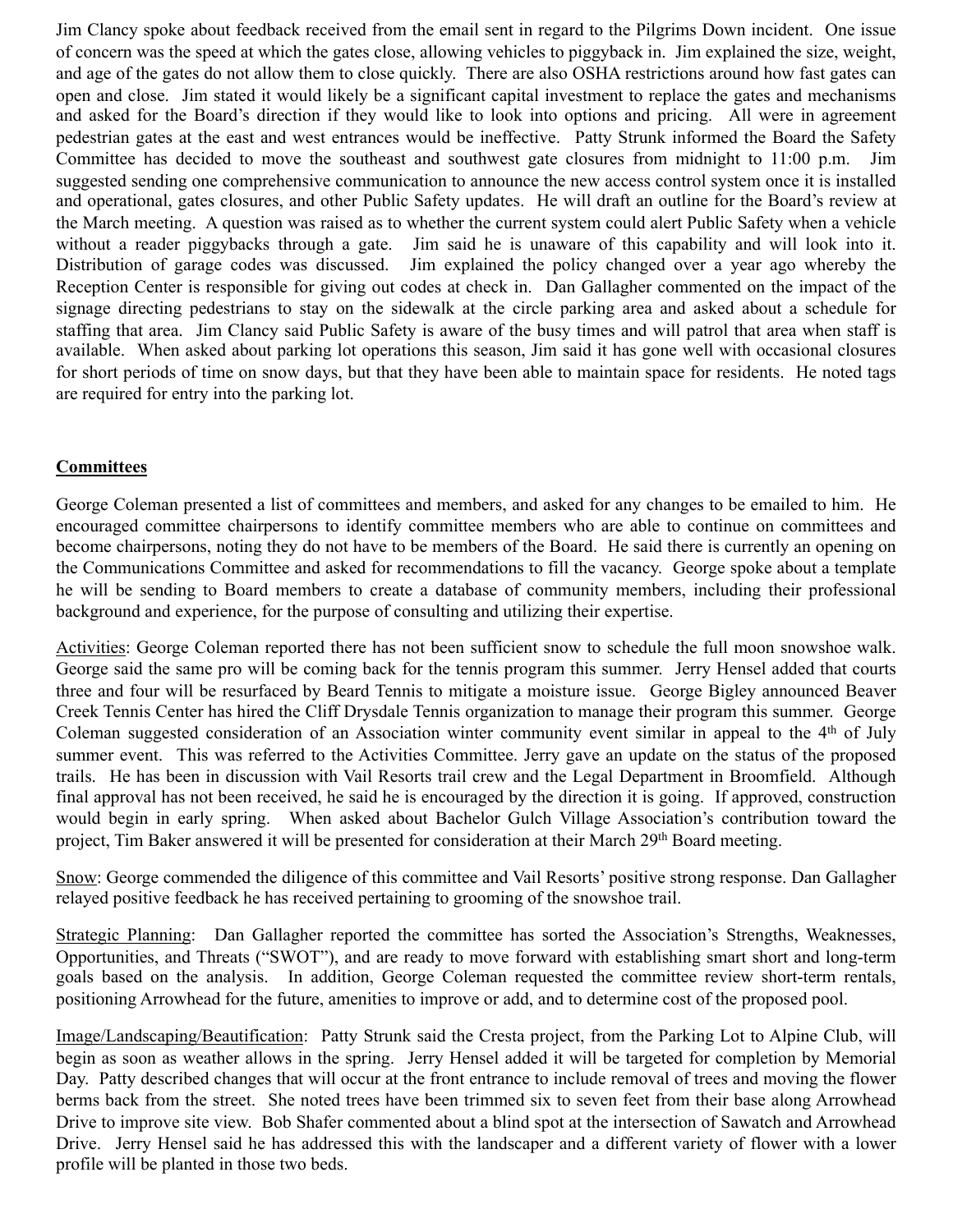Jim Clancy spoke about feedback received from the email sent in regard to the Pilgrims Down incident. One issue of concern was the speed at which the gates close, allowing vehicles to piggyback in. Jim explained the size, weight, and age of the gates do not allow them to close quickly. There are also OSHA restrictions around how fast gates can open and close. Jim stated it would likely be a significant capital investment to replace the gates and mechanisms and asked for the Board's direction if they would like to look into options and pricing. All were in agreement pedestrian gates at the east and west entrances would be ineffective. Patty Strunk informed the Board the Safety Committee has decided to move the southeast and southwest gate closures from midnight to 11:00 p.m. Jim suggested sending one comprehensive communication to announce the new access control system once it is installed and operational, gates closures, and other Public Safety updates. He will draft an outline for the Board's review at the March meeting. A question was raised as to whether the current system could alert Public Safety when a vehicle without a reader piggybacks through a gate. Jim said he is unaware of this capability and will look into it. Distribution of garage codes was discussed. Jim explained the policy changed over a year ago whereby the Reception Center is responsible for giving out codes at check in. Dan Gallagher commented on the impact of the signage directing pedestrians to stay on the sidewalk at the circle parking area and asked about a schedule for staffing that area. Jim Clancy said Public Safety is aware of the busy times and will patrol that area when staff is available. When asked about parking lot operations this season, Jim said it has gone well with occasional closures for short periods of time on snow days, but that they have been able to maintain space for residents. He noted tags are required for entry into the parking lot.

## Committees

George Coleman presented a list of committees and members, and asked for any changes to be emailed to him. He encouraged committee chairpersons to identify committee members who are able to continue on committees and become chairpersons, noting they do not have to be members of the Board. He said there is currently an opening on the Communications Committee and asked for recommendations to fill the vacancy. George spoke about a template he will be sending to Board members to create a database of community members, including their professional background and experience, for the purpose of consulting and utilizing their expertise.

Activities: George Coleman reported there has not been sufficient snow to schedule the full moon snowshoe walk. George said the same pro will be coming back for the tennis program this summer. Jerry Hensel added that courts three and four will be resurfaced by Beard Tennis to mitigate a moisture issue. George Bigley announced Beaver Creek Tennis Center has hired the Cliff Drysdale Tennis organization to manage their program this summer. George Coleman suggested consideration of an Association winter community event similar in appeal to the 4th of July summer event. This was referred to the Activities Committee. Jerry gave an update on the status of the proposed trails. He has been in discussion with Vail Resorts trail crew and the Legal Department in Broomfield. Although final approval has not been received, he said he is encouraged by the direction it is going. If approved, construction would begin in early spring. When asked about Bachelor Gulch Village Association's contribution toward the project, Tim Baker answered it will be presented for consideration at their March 29th Board meeting.

Snow: George commended the diligence of this committee and Vail Resorts' positive strong response. Dan Gallagher relayed positive feedback he has received pertaining to grooming of the snowshoe trail.

Strategic Planning: Dan Gallagher reported the committee has sorted the Association's Strengths, Weaknesses, Opportunities, and Threats ("SWOT"), and are ready to move forward with establishing smart short and long-term goals based on the analysis. In addition, George Coleman requested the committee review short-term rentals, positioning Arrowhead for the future, amenities to improve or add, and to determine cost of the proposed pool.

Image/Landscaping/Beautification: Patty Strunk said the Cresta project, from the Parking Lot to Alpine Club, will begin as soon as weather allows in the spring. Jerry Hensel added it will be targeted for completion by Memorial Day. Patty described changes that will occur at the front entrance to include removal of trees and moving the flower berms back from the street. She noted trees have been trimmed six to seven feet from their base along Arrowhead Drive to improve site view. Bob Shafer commented about a blind spot at the intersection of Sawatch and Arrowhead Drive. Jerry Hensel said he has addressed this with the landscaper and a different variety of flower with a lower profile will be planted in those two beds.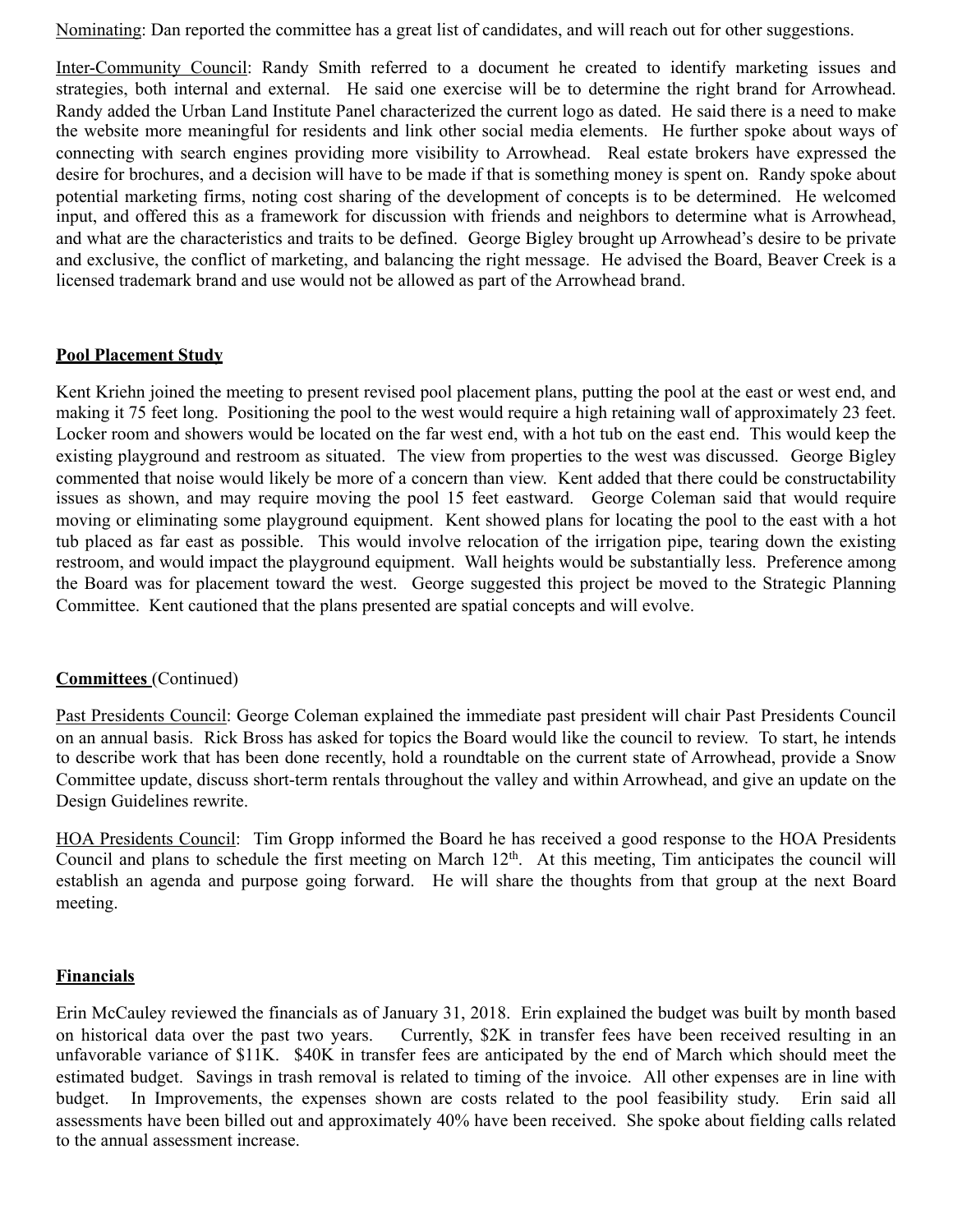Nominating: Dan reported the committee has a great list of candidates, and will reach out for other suggestions.

Inter-Community Council: Randy Smith referred to a document he created to identify marketing issues and strategies, both internal and external. He said one exercise will be to determine the right brand for Arrowhead. Randy added the Urban Land Institute Panel characterized the current logo as dated. He said there is a need to make the website more meaningful for residents and link other social media elements. He further spoke about ways of connecting with search engines providing more visibility to Arrowhead. Real estate brokers have expressed the desire for brochures, and a decision will have to be made if that is something money is spent on. Randy spoke about potential marketing firms, noting cost sharing of the development of concepts is to be determined. He welcomed input, and offered this as a framework for discussion with friends and neighbors to determine what is Arrowhead, and what are the characteristics and traits to be defined. George Bigley brought up Arrowhead's desire to be private and exclusive, the conflict of marketing, and balancing the right message. He advised the Board, Beaver Creek is a licensed trademark brand and use would not be allowed as part of the Arrowhead brand.

**Pool Placement Study**

Kent Kriehn joined the meeting to present revised pool placement plans, putting the pool at the east or west end, and making it 75 feet long. Positioning the pool to the west would require a high retaining wall of approximately 23 feet. Locker room and showers would be located on the far west end, with a hot tub on the east end. This would keep the existing playground and restroom as situated. The view from properties to the west was discussed. George Bigley commented that noise would likely be more of a concern than view. Kent added that there could be constructability issues as shown, and may require moving the pool 15 feet eastward. George Coleman said that would require moving or eliminating some playground equipment. Kent showed plans for locating the pool to the east with a hot tub placed as far east as possible. This would involve relocation of the irrigation pipe, tearing down the existing restroom, and would impact the playground equipment. Wall heights would be substantially less. Preference among the Board was for placement toward the west. George suggested this project be moved to the Strategic Planning Committee. Kent cautioned that the plans presented are spatial concepts and will evolve.

**Committees** (Continued)

Past Presidents Council: George Coleman explained the immediate past president will chair Past Presidents Council on an annual basis. Rick Bross has asked for topics the Board would like the council to review. To start, he intends to describe work that has been done recently, hold a roundtable on the current state of Arrowhead, provide a Snow Committee update, discuss short-term rentals throughout the valley and within Arrowhead, and give an update on the Design Guidelines rewrite.

HOA Presidents Council: Tim Gropp informed the Board he has received a good response to the HOA Presidents Council and plans to schedule the first meeting on March 12th. At this meeting, Tim anticipates the council will establish an agenda and purpose going forward. He will share the thoughts from that group at the next Board meeting.

**Financials**

Erin McCauley reviewed the financials as of January 31, 2018. Erin explained the budget was built by month based on historical data over the past two years. Currently, $2K in transfer fees have been received resulting in an unfavorable variance of $11K. $40K in transfer fees are anticipated by the end of March which should meet the estimated budget. Savings in trash removal is related to timing of the invoice. All other expenses are in line with budget. In Improvements, the expenses shown are costs related to the pool feasibility study. Erin said all assessments have been billed out and approximately 40% have been received. She spoke about fielding calls related to the annual assessment increase.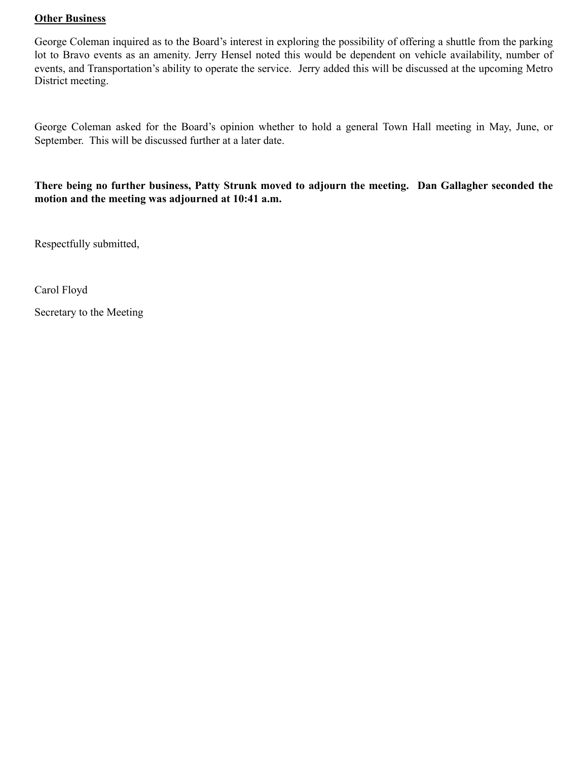**<u>Other Business</u>**

George Coleman inquired as to the Board's interest in exploring the possibility of offering a shuttle from the parking lot to Bravo events as an amenity. Jerry Hensel noted this would be dependent on vehicle availability, number of events, and Transportation's ability to operate the service. Jerry added this will be discussed at the upcoming Metro District meeting.

George Coleman asked for the Board's opinion whether to hold a general Town Hall meeting in May, June, or September. This will be discussed further at a later date.

**There being no further business, Patty Strunk moved to adjourn the meeting. Dan Gallagher seconded the motion and the meeting was adjourned at 10:41 a.m.**

Respectfully submitted,

Carol Floyd

Secretary to the Meeting